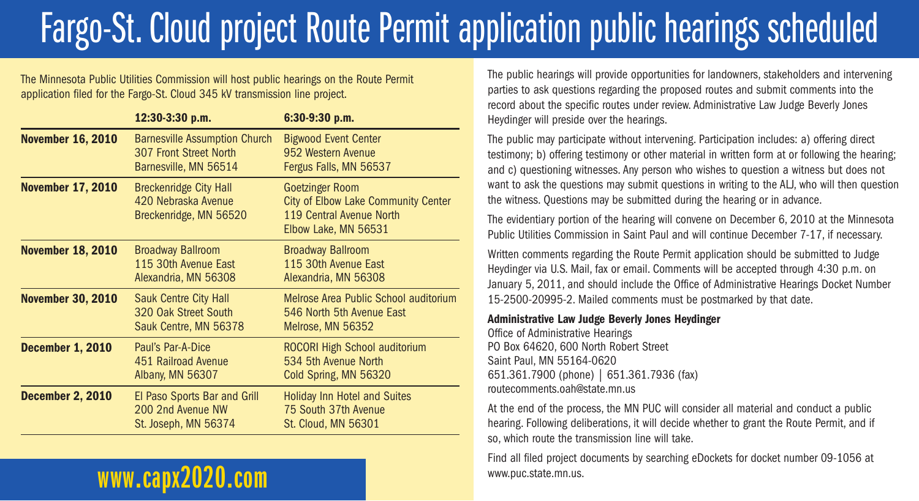# Fargo-St. Cloud project Route Permit application public hearings scheduled

The Minnesota Public Utilities Commission will host public hearings on the Route Permit application filed for the Fargo-St. Cloud 345 kV transmission line project.

| | 12:30-3:30 p.m. | 6:30-9:30 p.m. |
|---|---|---|
| **November 16, 2010** | Barnesville Assumption Church<br>307 Front Street North<br>Barnesville, MN 56514 | Bigwood Event Center<br>952 Western Avenue<br>Fergus Falls, MN 56537 |
| **November 17, 2010** | Breckenridge City Hall<br>420 Nebraska Avenue<br>Breckenridge, MN 56520 | Goetzinger Room<br>City of Elbow Lake Community Center<br>119 Central Avenue North<br>Elbow Lake, MN 56531 |
| **November 18, 2010** | Broadway Ballroom<br>115 30th Avenue East<br>Alexandria, MN 56308 | Broadway Ballroom<br>115 30th Avenue East<br>Alexandria, MN 56308 |
| **November 30, 2010** | Sauk Centre City Hall<br>320 Oak Street South<br>Sauk Centre, MN 56378 | Melrose Area Public School auditorium<br>546 North 5th Avenue East<br>Melrose, MN 56352 |
| **December 1, 2010** | Paul's Par-A-Dice<br>451 Railroad Avenue<br>Albany, MN 56307 | ROCORI High School auditorium<br>534 5th Avenue North<br>Cold Spring, MN 56320 |
| **December 2, 2010** | El Paso Sports Bar and Grill<br>200 2nd Avenue NW<br>St. Joseph, MN 56374 | Holiday Inn Hotel and Suites<br>75 South 37th Avenue<br>St. Cloud, MN 56301 |

**www.capx2020.com**

The public hearings will provide opportunities for landowners, stakeholders and intervening parties to ask questions regarding the proposed routes and submit comments into the record about the specific routes under review. Administrative Law Judge Beverly Jones Heydinger will preside over the hearings.

The public may participate without intervening. Participation includes: a) offering direct testimony; b) offering testimony or other material in written form at or following the hearing; and c) questioning witnesses. Any person who wishes to question a witness but does not want to ask the questions may submit questions in writing to the ALJ, who will then question the witness. Questions may be submitted during the hearing or in advance.

The evidentiary portion of the hearing will convene on December 6, 2010 at the Minnesota Public Utilities Commission in Saint Paul and will continue December 7-17, if necessary.

Written comments regarding the Route Permit application should be submitted to Judge Heydinger via U.S. Mail, fax or email. Comments will be accepted through 4:30 p.m. on January 5, 2011, and should include the Office of Administrative Hearings Docket Number 15-2500-20995-2. Mailed comments must be postmarked by that date.

**Administrative Law Judge Beverly Jones Heydinger**
Office of Administrative Hearings
PO Box 64620, 600 North Robert Street
Saint Paul, MN 55164-0620
651.361.7900 (phone) | 651.361.7936 (fax)
routecomments.oah@state.mn.us

At the end of the process, the MN PUC will consider all material and conduct a public hearing. Following deliberations, it will decide whether to grant the Route Permit, and if so, which route the transmission line will take.

Find all filed project documents by searching eDockets for docket number 09-1056 at www.puc.state.mn.us.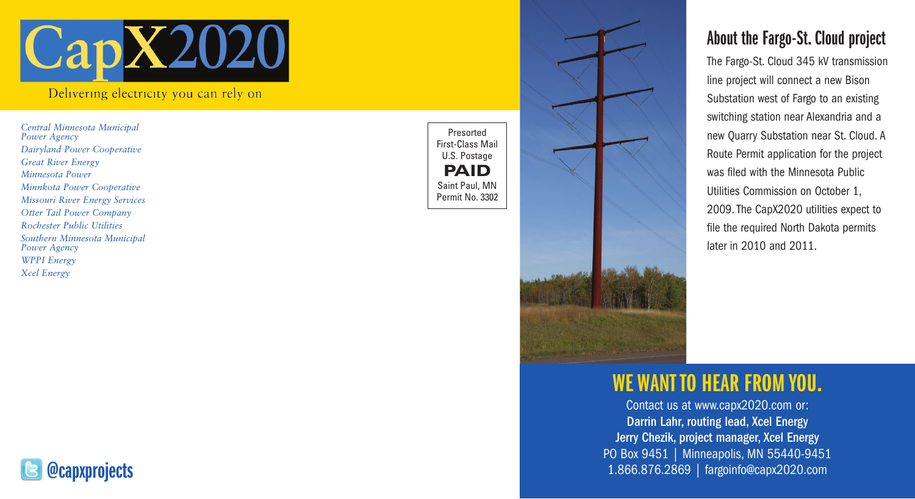# CapX2020

Delivering electricity you can rely on

*Central Minnesota Municipal Power Agency*
*Dairyland Power Cooperative*
*Great River Energy*
*Minnesota Power*
*Minnkota Power Cooperative*
*Missouri River Energy Services*
*Otter Tail Power Company*
*Rochester Public Utilities*
*Southern Minnesota Municipal Power Agency*
*WPPI Energy*
*Xcel Energy*

Presorted
First-Class Mail
U.S. Postage
**PAID**
Saint Paul, MN
Permit No. 3302

@capxprojects

## About the Fargo-St. Cloud project

The Fargo-St. Cloud 345 kV transmission line project will connect a new Bison Substation west of Fargo to an existing switching station near Alexandria and a new Quarry Substation near St. Cloud. A Route Permit application for the project was filed with the Minnesota Public Utilities Commission on October 1, 2009. The CapX2020 utilities expect to file the required North Dakota permits later in 2010 and 2011.

## WE WANT TO HEAR FROM YOU.

Contact us at www.capx2020.com or:
**Darrin Lahr, routing lead, Xcel Energy**
**Jerry Chezik, project manager, Xcel Energy**
PO Box 9451 | Minneapolis, MN 55440-9451
1.866.876.2869 | fargoinfo@capx2020.com